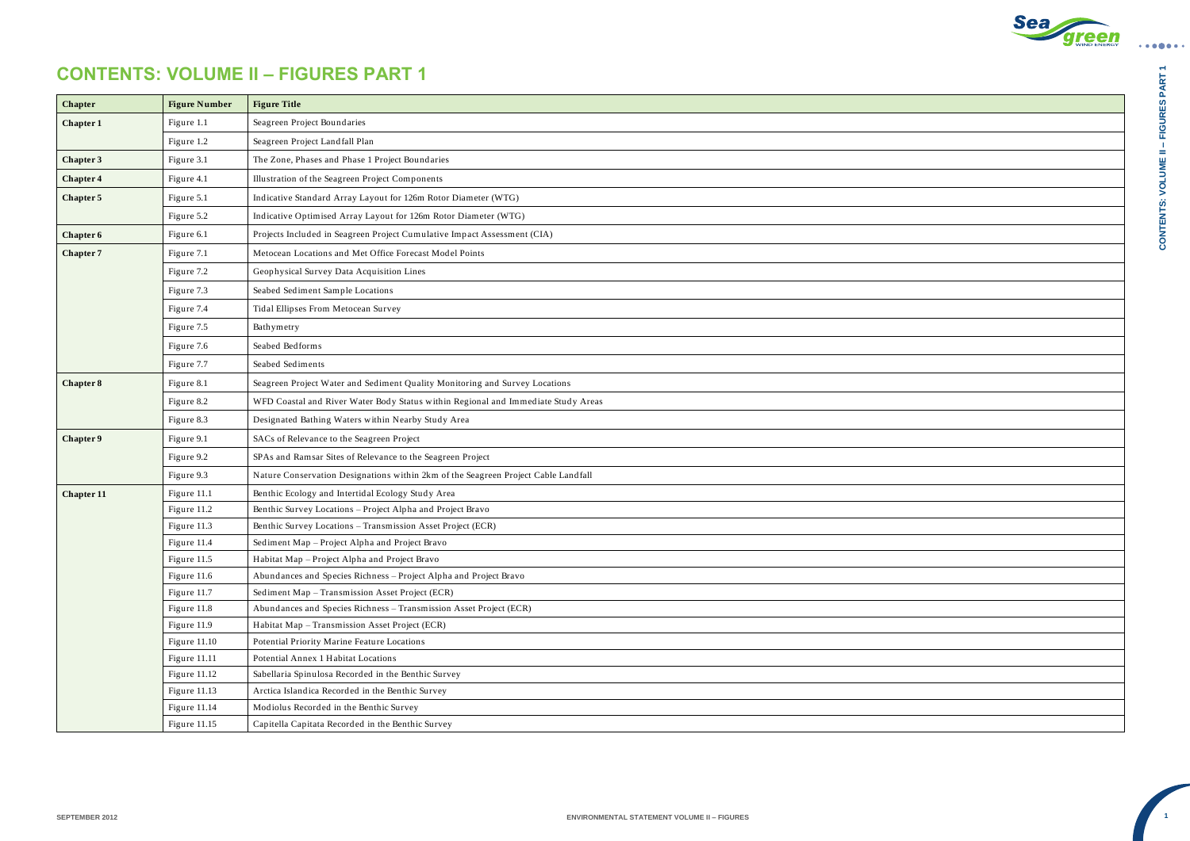# CONTENTS: VOLUME II – FIGURES PART 1

| Chapter | Figure Number | Figure Title |
|---|---|---|
| **Chapter 1** | Figure 1.1 | Seagreen Project Boundaries |
| | Figure 1.2 | Seagreen Project Landfall Plan |
| **Chapter 3** | Figure 3.1 | The Zone, Phases and Phase 1 Project Boundaries |
| **Chapter 4** | Figure 4.1 | Illustration of the Seagreen Project Components |
| **Chapter 5** | Figure 5.1 | Indicative Standard Array Layout for 126m Rotor Diameter (WTG) |
| | Figure 5.2 | Indicative Optimised Array Layout for 126m Rotor Diameter (WTG) |
| **Chapter 6** | Figure 6.1 | Projects Included in Seagreen Project Cumulative Impact Assessment (CIA) |
| **Chapter 7** | Figure 7.1 | Metocean Locations and Met Office Forecast Model Points |
| | Figure 7.2 | Geophysical Survey Data Acquisition Lines |
| | Figure 7.3 | Seabed Sediment Sample Locations |
| | Figure 7.4 | Tidal Ellipses From Metocean Survey |
| | Figure 7.5 | Bathymetry |
| | Figure 7.6 | Seabed Bedforms |
| | Figure 7.7 | Seabed Sediments |
| **Chapter 8** | Figure 8.1 | Seagreen Project Water and Sediment Quality Monitoring and Survey Locations |
| | Figure 8.2 | WFD Coastal and River Water Body Status within Regional and Immediate Study Areas |
| | Figure 8.3 | Designated Bathing Waters within Nearby Study Area |
| **Chapter 9** | Figure 9.1 | SACs of Relevance to the Seagreen Project |
| | Figure 9.2 | SPAs and Ramsar Sites of Relevance to the Seagreen Project |
| | Figure 9.3 | Nature Conservation Designations within 2km of the Seagreen Project Cable Landfall |
| **Chapter 11** | Figure 11.1 | Benthic Ecology and Intertidal Ecology Study Area |
| | Figure 11.2 | Benthic Survey Locations – Project Alpha and Project Bravo |
| | Figure 11.3 | Benthic Survey Locations – Transmission Asset Project (ECR) |
| | Figure 11.4 | Sediment Map – Project Alpha and Project Bravo |
| | Figure 11.5 | Habitat Map – Project Alpha and Project Bravo |
| | Figure 11.6 | Abundances and Species Richness – Project Alpha and Project Bravo |
| | Figure 11.7 | Sediment Map – Transmission Asset Project (ECR) |
| | Figure 11.8 | Abundances and Species Richness – Transmission Asset Project (ECR) |
| | Figure 11.9 | Habitat Map – Transmission Asset Project (ECR) |
| | Figure 11.10 | Potential Priority Marine Feature Locations |
| | Figure 11.11 | Potential Annex 1 Habitat Locations |
| | Figure 11.12 | Sabellaria Spinulosa Recorded in the Benthic Survey |
| | Figure 11.13 | Arctica Islandica Recorded in the Benthic Survey |
| | Figure 11.14 | Modiolus Recorded in the Benthic Survey |
| | Figure 11.15 | Capitella Capitata Recorded in the Benthic Survey |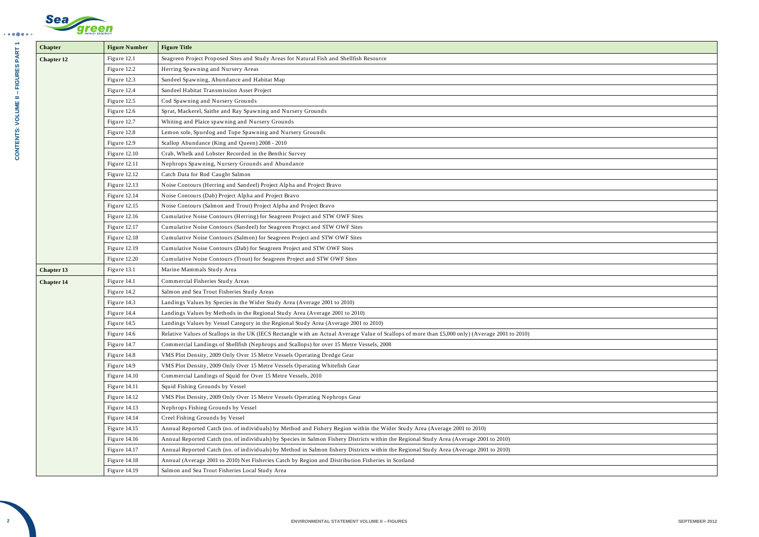| Chapter | Figure Number | Figure Title |
|---|---|---|
| Chapter 12 | Figure 12.1 | Seagreen Project Proposed Sites and Study Areas for Natural Fish and Shellfish Resource |
| | Figure 12.2 | Herring Spawning and Nursery Areas |
| | Figure 12.3 | Sandeel Spawning, Abundance and Habitat Map |
| | Figure 12.4 | Sandeel Habitat Transmission Asset Project |
| | Figure 12.5 | Cod Spawning and Nursery Grounds |
| | Figure 12.6 | Sprat, Mackerel, Saithe and Ray Spawning and Nursery Grounds |
| | Figure 12.7 | Whiting and Plaice spawning and Nursery Grounds |
| | Figure 12.8 | Lemon sole, Spurdog and Tope Spawning and Nursery Grounds |
| | Figure 12.9 | Scallop Abundance (King and Queen) 2008 - 2010 |
| | Figure 12.10 | Crab, Whelk and Lobster Recorded in the Benthic Survey |
| | Figure 12.11 | Nephrops Spawning, Nursery Grounds and Abundance |
| | Figure 12.12 | Catch Data for Rod Caught Salmon |
| | Figure 12.13 | Noise Contours (Herring and Sandeel) Project Alpha and Project Bravo |
| | Figure 12.14 | Noise Contours (Dab) Project Alpha and Project Bravo |
| | Figure 12.15 | Noise Contours (Salmon and Trout) Project Alpha and Project Bravo |
| | Figure 12.16 | Cumulative Noise Contours (Herring) for Seagreen Project and STW OWF Sites |
| | Figure 12.17 | Cumulative Noise Contours (Sandeel) for Seagreen Project and STW OWF Sites |
| | Figure 12.18 | Cumulative Noise Contours (Salmon) for Seagreen Project and STW OWF Sites |
| | Figure 12.19 | Cumulative Noise Contours (Dab) for Seagreen Project and STW OWF Sites |
| | Figure 12.20 | Cumulative Noise Contours (Trout) for Seagreen Project and STW OWF Sites |
| Chapter 13 | Figure 13.1 | Marine Mammals Study Area |
| Chapter 14 | Figure 14.1 | Commercial Fisheries Study Areas |
| | Figure 14.2 | Salmon and Sea Trout Fisheries Study Areas |
| | Figure 14.3 | Landings Values by Species in the Wider Study Area (Average 2001 to 2010) |
| | Figure 14.4 | Landings Values by Methods in the Regional Study Area (Average 2001 to 2010) |
| | Figure 14.5 | Landings Values by Vessel Category in the Regional Study Area (Average 2001 to 2010) |
| | Figure 14.6 | Relative Values of Scallops in the UK (IECS Rectangle with an Actual Average Value of Scallops of more than £5,000 only) (Average 2001 to 2010) |
| | Figure 14.7 | Commercial Landings of Shellfish (Nephrops and Scallops) for over 15 Metre Vessels, 2008 |
| | Figure 14.8 | VMS Plot Density, 2009 Only Over 15 Metre Vessels Operating Dredge Gear |
| | Figure 14.9 | VMS Plot Density, 2009 Only Over 15 Metre Vessels Operating Whitefish Gear |
| | Figure 14.10 | Commercial Landings of Squid for Over 15 Metre Vessels, 2010 |
| | Figure 14.11 | Squid Fishing Grounds by Vessel |
| | Figure 14.12 | VMS Plot Density, 2009 Only Over 15 Metre Vessels Operating Nephrops Gear |
| | Figure 14.13 | Nephrops Fishing Grounds by Vessel |
| | Figure 14.14 | Creel Fishing Grounds by Vessel |
| | Figure 14.15 | Annual Reported Catch (no. of individuals) by Method and Fishery Region within the Wider Study Area (Average 2001 to 2010) |
| | Figure 14.16 | Annual Reported Catch (no. of individuals) by Species in Salmon Fishery Districts within the Regional Study Area (Average 2001 to 2010) |
| | Figure 14.17 | Annual Reported Catch (no. of individuals) by Method in Salmon fishery Districts within the Regional Study Area (Average 2001 to 2010) |
| | Figure 14.18 | Annual (Average 2001 to 2010) Net Fisheries Catch by Region and Distribution Fisheries in Scotland |
| | Figure 14.19 | Salmon and Sea Trout Fisheries Local Study Area |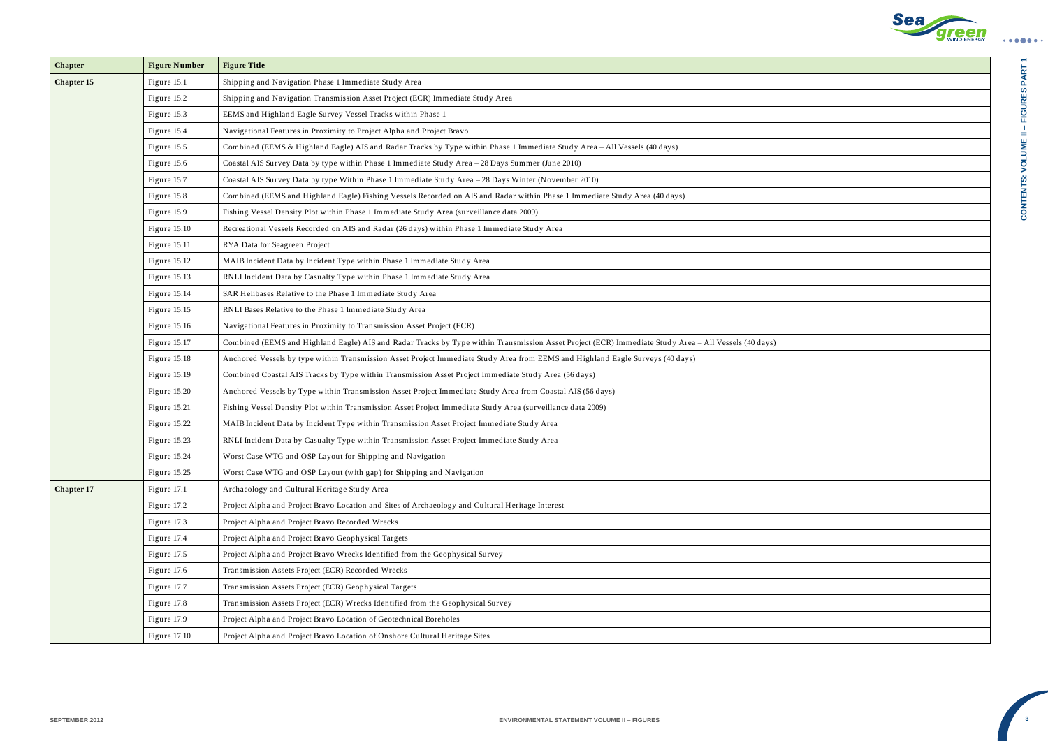| Chapter | Figure Number | Figure Title |
|---|---|---|
| Chapter 15 | Figure 15.1 | Shipping and Navigation Phase 1 Immediate Study Area |
| | Figure 15.2 | Shipping and Navigation Transmission Asset Project (ECR) Immediate Study Area |
| | Figure 15.3 | EEMS and Highland Eagle Survey Vessel Tracks within Phase 1 |
| | Figure 15.4 | Navigational Features in Proximity to Project Alpha and Project Bravo |
| | Figure 15.5 | Combined (EEMS & Highland Eagle) AIS and Radar Tracks by Type within Phase 1 Immediate Study Area – All Vessels (40 days) |
| | Figure 15.6 | Coastal AIS Survey Data by type within Phase 1 Immediate Study Area – 28 Days Summer (June 2010) |
| | Figure 15.7 | Coastal AIS Survey Data by type Within Phase 1 Immediate Study Area – 28 Days Winter (November 2010) |
| | Figure 15.8 | Combined (EEMS and Highland Eagle) Fishing Vessels Recorded on AIS and Radar within Phase 1 Immediate Study Area (40 days) |
| | Figure 15.9 | Fishing Vessel Density Plot within Phase 1 Immediate Study Area (surveillance data 2009) |
| | Figure 15.10 | Recreational Vessels Recorded on AIS and Radar (26 days) within Phase 1 Immediate Study Area |
| | Figure 15.11 | RYA Data for Seagreen Project |
| | Figure 15.12 | MAIB Incident Data by Incident Type within Phase 1 Immediate Study Area |
| | Figure 15.13 | RNLI Incident Data by Casualty Type within Phase 1 Immediate Study Area |
| | Figure 15.14 | SAR Helibases Relative to the Phase 1 Immediate Study Area |
| | Figure 15.15 | RNLI Bases Relative to the Phase 1 Immediate Study Area |
| | Figure 15.16 | Navigational Features in Proximity to Transmission Asset Project (ECR) |
| | Figure 15.17 | Combined (EEMS and Highland Eagle) AIS and Radar Tracks by Type within Transmission Asset Project (ECR) Immediate Study Area – All Vessels (40 days) |
| | Figure 15.18 | Anchored Vessels by type within Transmission Asset Project Immediate Study Area from EEMS and Highland Eagle Surveys (40 days) |
| | Figure 15.19 | Combined Coastal AIS Tracks by Type within Transmission Asset Project Immediate Study Area (56 days) |
| | Figure 15.20 | Anchored Vessels by Type within Transmission Asset Project Immediate Study Area from Coastal AIS (56 days) |
| | Figure 15.21 | Fishing Vessel Density Plot within Transmission Asset Project Immediate Study Area (surveillance data 2009) |
| | Figure 15.22 | MAIB Incident Data by Incident Type within Transmission Asset Project Immediate Study Area |
| | Figure 15.23 | RNLI Incident Data by Casualty Type within Transmission Asset Project Immediate Study Area |
| | Figure 15.24 | Worst Case WTG and OSP Layout for Shipping and Navigation |
| | Figure 15.25 | Worst Case WTG and OSP Layout (with gap) for Shipping and Navigation |
| Chapter 17 | Figure 17.1 | Archaeology and Cultural Heritage Study Area |
| | Figure 17.2 | Project Alpha and Project Bravo Location and Sites of Archaeology and Cultural Heritage Interest |
| | Figure 17.3 | Project Alpha and Project Bravo Recorded Wrecks |
| | Figure 17.4 | Project Alpha and Project Bravo Geophysical Targets |
| | Figure 17.5 | Project Alpha and Project Bravo Wrecks Identified from the Geophysical Survey |
| | Figure 17.6 | Transmission Assets Project (ECR) Recorded Wrecks |
| | Figure 17.7 | Transmission Assets Project (ECR) Geophysical Targets |
| | Figure 17.8 | Transmission Assets Project (ECR) Wrecks Identified from the Geophysical Survey |
| | Figure 17.9 | Project Alpha and Project Bravo Location of Geotechnical Boreholes |
| | Figure 17.10 | Project Alpha and Project Bravo Location of Onshore Cultural Heritage Sites |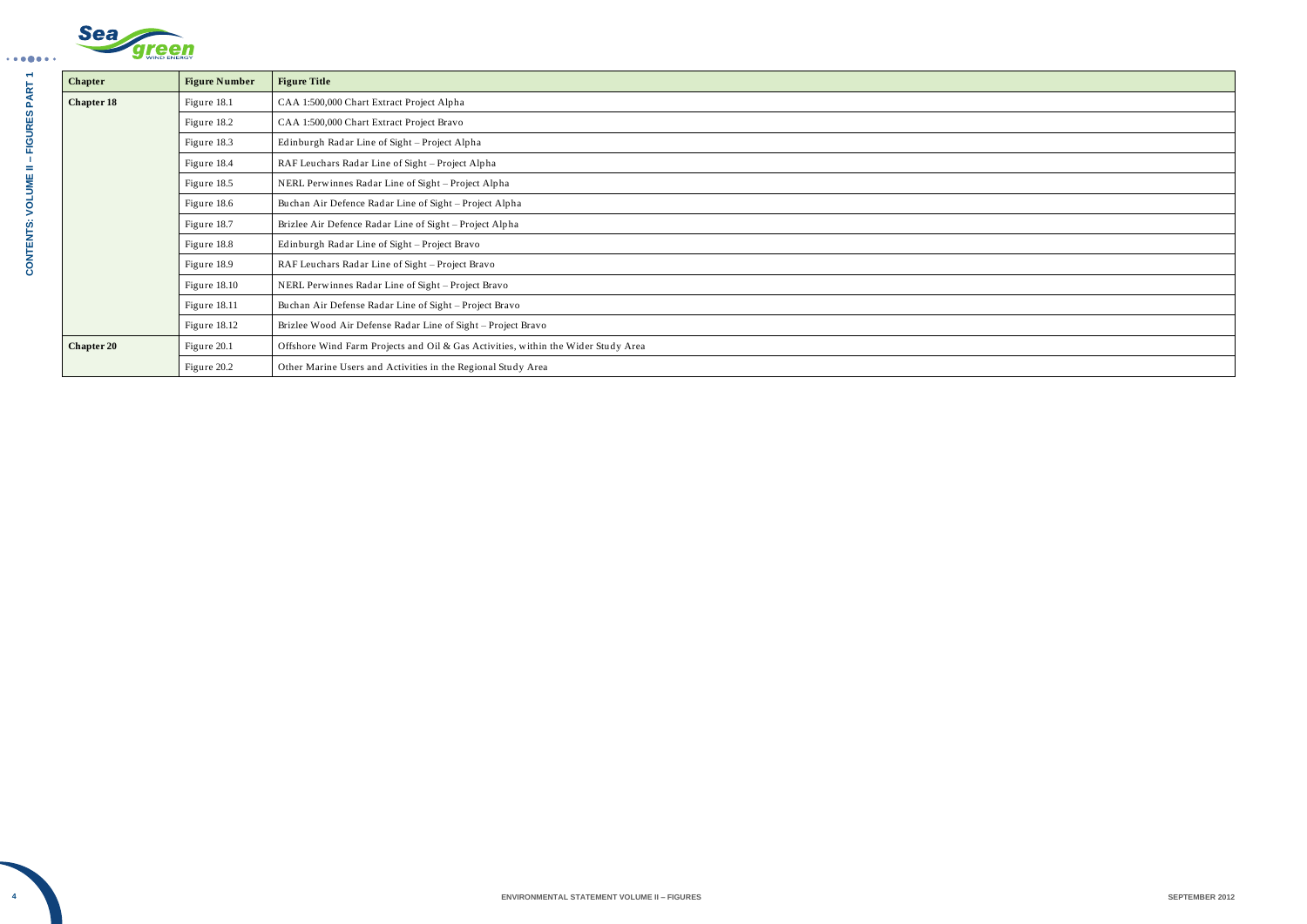| Chapter | Figure Number | Figure Title |
|---|---|---|
| Chapter 18 | Figure 18.1 | CAA 1:500,000 Chart Extract Project Alpha |
| | Figure 18.2 | CAA 1:500,000 Chart Extract Project Bravo |
| | Figure 18.3 | Edinburgh Radar Line of Sight – Project Alpha |
| | Figure 18.4 | RAF Leuchars Radar Line of Sight – Project Alpha |
| | Figure 18.5 | NERL Perwinnes Radar Line of Sight – Project Alpha |
| | Figure 18.6 | Buchan Air Defence Radar Line of Sight – Project Alpha |
| | Figure 18.7 | Brizlee Air Defence Radar Line of Sight – Project Alpha |
| | Figure 18.8 | Edinburgh Radar Line of Sight – Project Bravo |
| | Figure 18.9 | RAF Leuchars Radar Line of Sight – Project Bravo |
| | Figure 18.10 | NERL Perwinnes Radar Line of Sight – Project Bravo |
| | Figure 18.11 | Buchan Air Defense Radar Line of Sight – Project Bravo |
| | Figure 18.12 | Brizlee Wood Air Defense Radar Line of Sight – Project Bravo |
| Chapter 20 | Figure 20.1 | Offshore Wind Farm Projects and Oil & Gas Activities, within the Wider Study Area |
| | Figure 20.2 | Other Marine Users and Activities in the Regional Study Area |